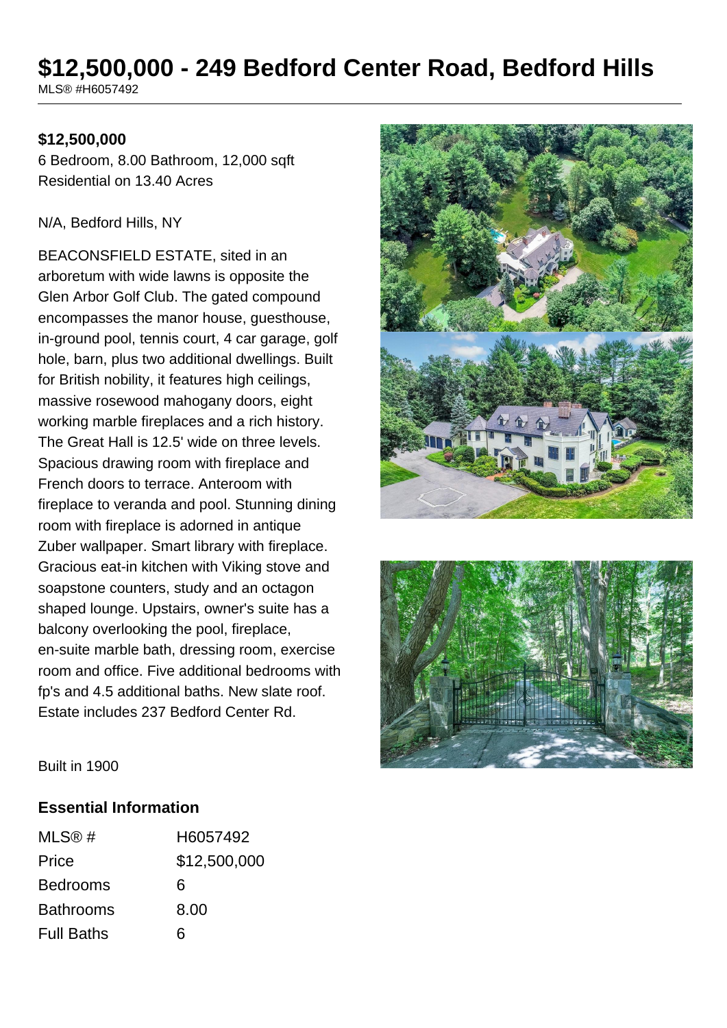# $12,500,000 - 249 Bedford Center Road, Bedford Hills

MLS® #H6057492

**$12,500,000**

6 Bedroom, 8.00 Bathroom, 12,000 sqft
Residential on 13.40 Acres

N/A, Bedford Hills, NY

BEACONSFIELD ESTATE, sited in an arboretum with wide lawns is opposite the Glen Arbor Golf Club. The gated compound encompasses the manor house, guesthouse, in-ground pool, tennis court, 4 car garage, golf hole, barn, plus two additional dwellings. Built for British nobility, it features high ceilings, massive rosewood mahogany doors, eight working marble fireplaces and a rich history. The Great Hall is 12.5' wide on three levels. Spacious drawing room with fireplace and French doors to terrace. Anteroom with fireplace to veranda and pool. Stunning dining room with fireplace is adorned in antique Zuber wallpaper. Smart library with fireplace. Gracious eat-in kitchen with Viking stove and soapstone counters, study and an octagon shaped lounge. Upstairs, owner's suite has a balcony overlooking the pool, fireplace, en-suite marble bath, dressing room, exercise room and office. Five additional bedrooms with fp's and 4.5 additional baths. New slate roof. Estate includes 237 Bedford Center Rd.

Built in 1900

## Essential Information

| | |
|---|---|
| MLS® # | H6057492 |
| Price | $12,500,000 |
| Bedrooms | 6 |
| Bathrooms | 8.00 |
| Full Baths | 6 |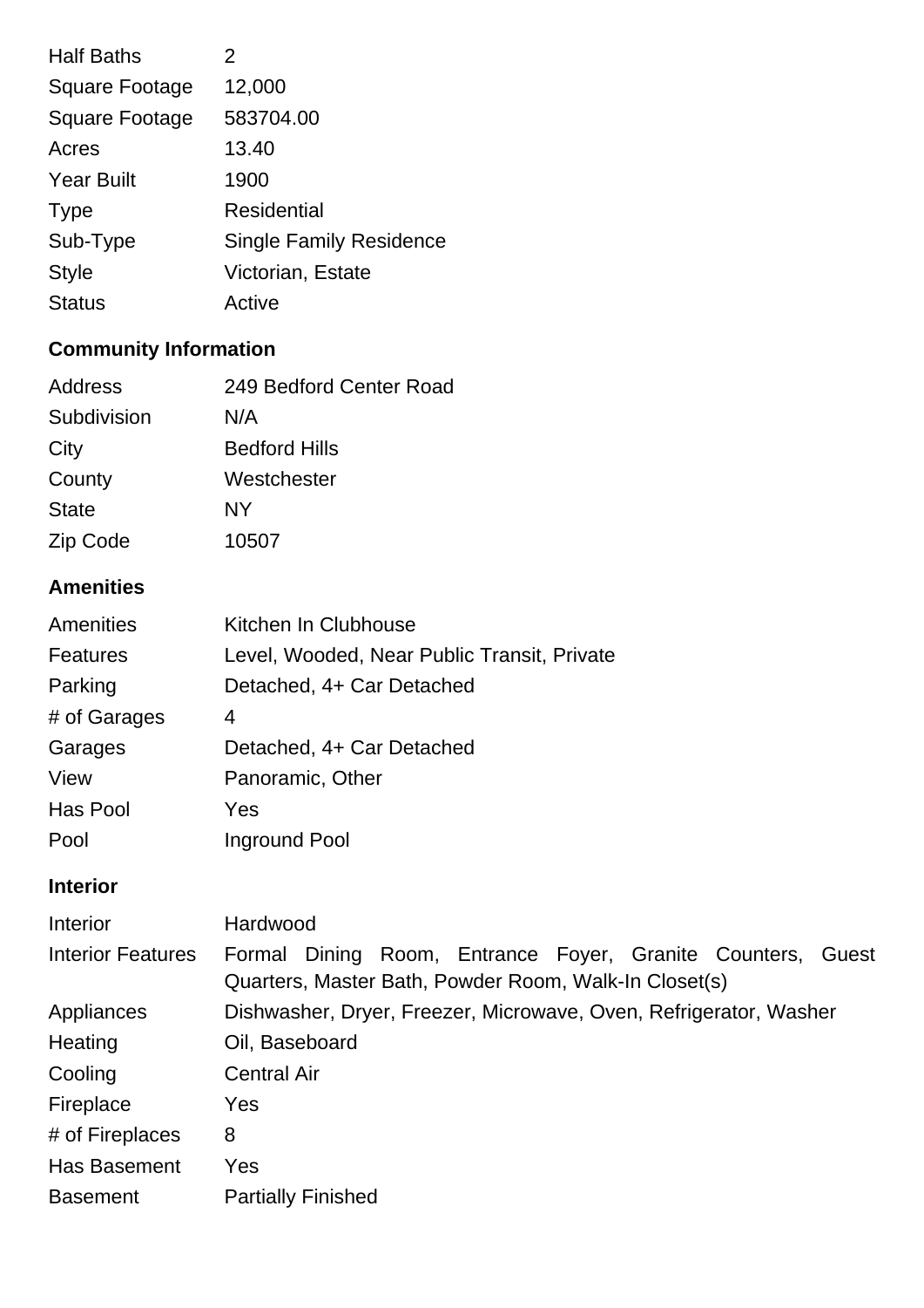| | |
|---|---|
| Half Baths | 2 |
| Square Footage | 12,000 |
| Square Footage | 583704.00 |
| Acres | 13.40 |
| Year Built | 1900 |
| Type | Residential |
| Sub-Type | Single Family Residence |
| Style | Victorian, Estate |
| Status | Active |

## Community Information

| | |
|---|---|
| Address | 249 Bedford Center Road |
| Subdivision | N/A |
| City | Bedford Hills |
| County | Westchester |
| State | NY |
| Zip Code | 10507 |

## Amenities

| | |
|---|---|
| Amenities | Kitchen In Clubhouse |
| Features | Level, Wooded, Near Public Transit, Private |
| Parking | Detached, 4+ Car Detached |
| # of Garages | 4 |
| Garages | Detached, 4+ Car Detached |
| View | Panoramic, Other |
| Has Pool | Yes |
| Pool | Inground Pool |

## Interior

| | |
|---|---|
| Interior | Hardwood |
| Interior Features | Formal Dining Room, Entrance Foyer, Granite Counters, Guest Quarters, Master Bath, Powder Room, Walk-In Closet(s) |
| Appliances | Dishwasher, Dryer, Freezer, Microwave, Oven, Refrigerator, Washer |
| Heating | Oil, Baseboard |
| Cooling | Central Air |
| Fireplace | Yes |
| # of Fireplaces | 8 |
| Has Basement | Yes |
| Basement | Partially Finished |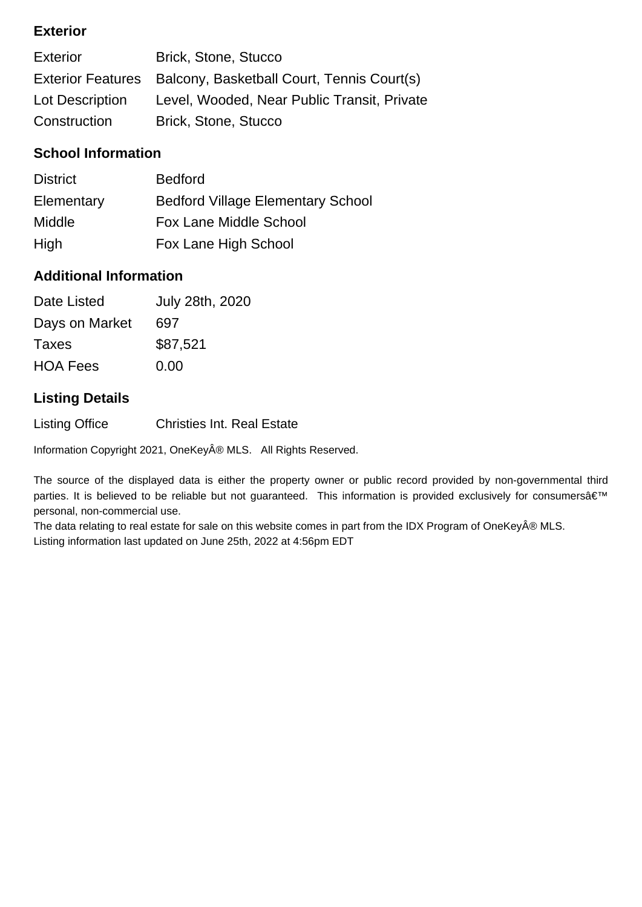## Exterior

| | |
|---|---|
| Exterior | Brick, Stone, Stucco |
| Exterior Features | Balcony, Basketball Court, Tennis Court(s) |
| Lot Description | Level, Wooded, Near Public Transit, Private |
| Construction | Brick, Stone, Stucco |

## School Information

| | |
|---|---|
| District | Bedford |
| Elementary | Bedford Village Elementary School |
| Middle | Fox Lane Middle School |
| High | Fox Lane High School |

## Additional Information

| | |
|---|---|
| Date Listed | July 28th, 2020 |
| Days on Market | 697 |
| Taxes | $87,521 |
| HOA Fees | 0.00 |

## Listing Details

| | |
|---|---|
| Listing Office | Christies Int. Real Estate |

Information Copyright 2021, OneKeyÂ® MLS. All Rights Reserved.

The source of the displayed data is either the property owner or public record provided by non-governmental third parties. It is believed to be reliable but not guaranteed. This information is provided exclusively for consumersâ€™ personal, non-commercial use.
The data relating to real estate for sale on this website comes in part from the IDX Program of OneKeyÂ® MLS.
Listing information last updated on June 25th, 2022 at 4:56pm EDT